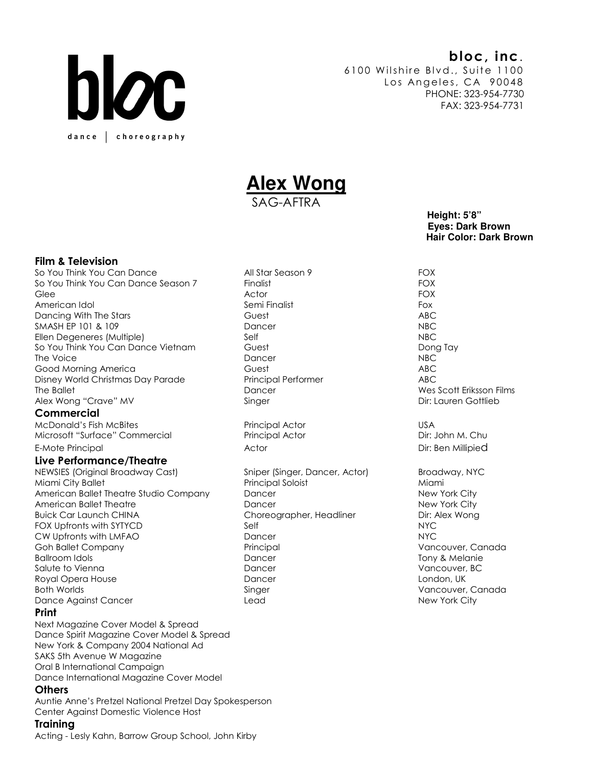bloc

dance | choreography

**bloc, inc.**
6100 Wilshire Blvd., Suite 1100
Los Angeles, CA 90048
PHONE: 323-954-7730
FAX: 323-954-7731

# Alex Wong

SAG-AFTRA

**Height: 5'8"**
**Eyes: Dark Brown**
**Hair Color: Dark Brown**

### Film & Television

| | | |
|---|---|---|
| So You Think You Can Dance | All Star Season 9 | FOX |
| So You Think You Can Dance Season 7 | Finalist | FOX |
| Glee | Actor | FOX |
| American Idol | Semi Finalist | Fox |
| Dancing With The Stars | Guest | ABC |
| SMASH EP 101 & 109 | Dancer | NBC |
| Ellen Degeneres (Multiple) | Self | NBC |
| So You Think You Can Dance Vietnam | Guest | Dong Tay |
| The Voice | Dancer | NBC |
| Good Morning America | Guest | ABC |
| Disney World Christmas Day Parade | Principal Performer | ABC |
| The Ballet | Dancer | Wes Scott Eriksson Films |
| Alex Wong "Crave" MV | Singer | Dir: Lauren Gottlieb |

### Commercial

| | | |
|---|---|---|
| McDonald's Fish McBites | Principal Actor | USA |
| Microsoft "Surface" Commercial | Principal Actor | Dir: John M. Chu |
| E-Mote Principal | Actor | Dir: Ben Millipied |

### Live Performance/Theatre

| | | |
|---|---|---|
| NEWSIES (Original Broadway Cast) | Sniper (Singer, Dancer, Actor) | Broadway, NYC |
| Miami City Ballet | Principal Soloist | Miami |
| American Ballet Theatre Studio Company | Dancer | New York City |
| American Ballet Theatre | Dancer | New York City |
| Buick Car Launch CHINA | Choreographer, Headliner | Dir: Alex Wong |
| FOX Upfronts with SYTYCD | Self | NYC |
| CW Upfronts with LMFAO | Dancer | NYC |
| Goh Ballet Company | Principal | Vancouver, Canada |
| Ballroom Idols | Dancer | Tony & Melanie |
| Salute to Vienna | Dancer | Vancouver, BC |
| Royal Opera House | Dancer | London, UK |
| Both Worlds | Singer | Vancouver, Canada |
| Dance Against Cancer | Lead | New York City |

### Print

Next Magazine Cover Model & Spread
Dance Spirit Magazine Cover Model & Spread
New York & Company 2004 National Ad
SAKS 5th Avenue W Magazine
Oral B International Campaign
Dance International Magazine Cover Model

### Others

Auntie Anne's Pretzel National Pretzel Day Spokesperson
Center Against Domestic Violence Host

### Training

Acting - Lesly Kahn, Barrow Group School, John Kirby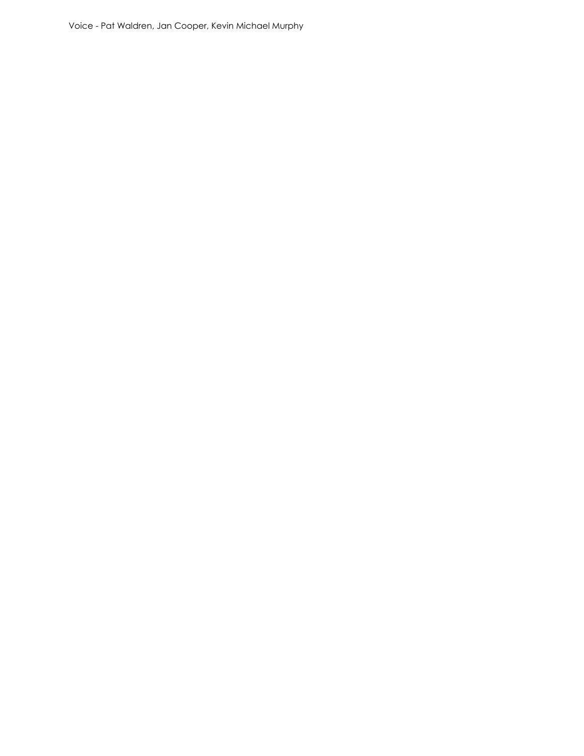Voice - Pat Waldren, Jan Cooper, Kevin Michael Murphy